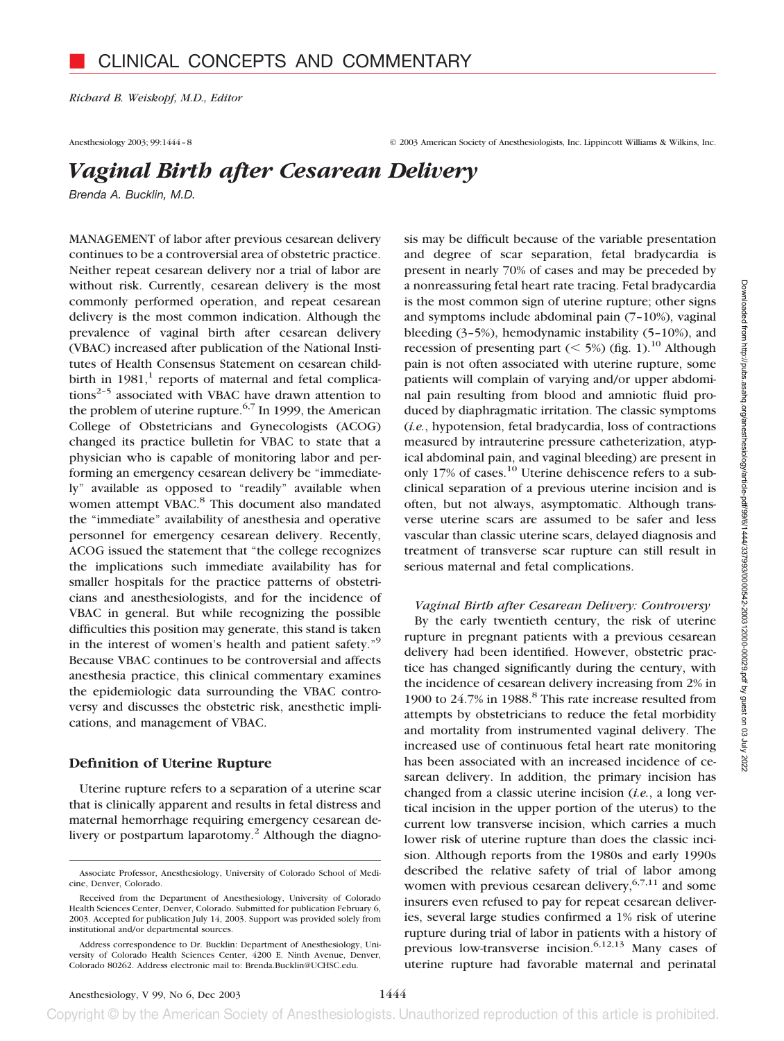# CLINICAL CONCEPTS AND COMMENTARY

*Richard B. Weiskopf, M.D., Editor*

# *Vaginal Birth after Cesarean Delivery*

Brenda A. Bucklin, M.D.

MANAGEMENT of labor after previous cesarean delivery continues to be a controversial area of obstetric practice. Neither repeat cesarean delivery nor a trial of labor are without risk. Currently, cesarean delivery is the most commonly performed operation, and repeat cesarean delivery is the most common indication. Although the prevalence of vaginal birth after cesarean delivery (VBAC) increased after publication of the National Institutes of Health Consensus Statement on cesarean childbirth in 1981,[1] reports of maternal and fetal complications[2–5] associated with VBAC have drawn attention to the problem of uterine rupture.[6,7] In 1999, the American College of Obstetricians and Gynecologists (ACOG) changed its practice bulletin for VBAC to state that a physician who is capable of monitoring labor and performing an emergency cesarean delivery be "immediately" available as opposed to "readily" available when women attempt VBAC.[8] This document also mandated the "immediate" availability of anesthesia and operative personnel for emergency cesarean delivery. Recently, ACOG issued the statement that "the college recognizes the implications such immediate availability has for smaller hospitals for the practice patterns of obstetricians and anesthesiologists, and for the incidence of VBAC in general. But while recognizing the possible difficulties this position may generate, this stand is taken in the interest of women's health and patient safety."[9] Because VBAC continues to be controversial and affects anesthesia practice, this clinical commentary examines the epidemiologic data surrounding the VBAC controversy and discusses the obstetric risk, anesthetic implications, and management of VBAC.

## Definition of Uterine Rupture

Uterine rupture refers to a separation of a uterine scar that is clinically apparent and results in fetal distress and maternal hemorrhage requiring emergency cesarean delivery or postpartum laparotomy.[2] Although the diagnosis may be difficult because of the variable presentation and degree of scar separation, fetal bradycardia is present in nearly 70% of cases and may be preceded by a nonreassuring fetal heart rate tracing. Fetal bradycardia is the most common sign of uterine rupture; other signs and symptoms include abdominal pain (7–10%), vaginal bleeding (3–5%), hemodynamic instability (5–10%), and recession of presenting part ($< 5\%$) (fig. 1).[10] Although pain is not often associated with uterine rupture, some patients will complain of varying and/or upper abdominal pain resulting from blood and amniotic fluid produced by diaphragmatic irritation. The classic symptoms (*i.e.*, hypotension, fetal bradycardia, loss of contractions measured by intrauterine pressure catheterization, atypical abdominal pain, and vaginal bleeding) are present in only 17% of cases.[10] Uterine dehiscence refers to a subclinical separation of a previous uterine incision and is often, but not always, asymptomatic. Although transverse uterine scars are assumed to be safer and less vascular than classic uterine scars, delayed diagnosis and treatment of transverse scar rupture can still result in serious maternal and fetal complications.

### *Vaginal Birth after Cesarean Delivery: Controversy*

By the early twentieth century, the risk of uterine rupture in pregnant patients with a previous cesarean delivery had been identified. However, obstetric practice has changed significantly during the century, with the incidence of cesarean delivery increasing from 2% in 1900 to 24.7% in 1988.[8] This rate increase resulted from attempts by obstetricians to reduce the fetal morbidity and mortality from instrumented vaginal delivery. The increased use of continuous fetal heart rate monitoring has been associated with an increased incidence of cesarean delivery. In addition, the primary incision has changed from a classic uterine incision (*i.e.*, a long vertical incision in the upper portion of the uterus) to the current low transverse incision, which carries a much lower risk of uterine rupture than does the classic incision. Although reports from the 1980s and early 1990s described the relative safety of trial of labor among women with previous cesarean delivery,[6,7,11] and some insurers even refused to pay for repeat cesarean deliveries, several large studies confirmed a 1% risk of uterine rupture during trial of labor in patients with a history of previous low-transverse incision.[6,12,13] Many cases of uterine rupture had favorable maternal and perinatal

---

Associate Professor, Anesthesiology, University of Colorado School of Medicine, Denver, Colorado.

Received from the Department of Anesthesiology, University of Colorado Health Sciences Center, Denver, Colorado. Submitted for publication February 6, 2003. Accepted for publication July 14, 2003. Support was provided solely from institutional and/or departmental sources.

Address correspondence to Dr. Bucklin: Department of Anesthesiology, University of Colorado Health Sciences Center, 4200 E. Ninth Avenue, Denver, Colorado 80262. Address electronic mail to: Brenda.Bucklin@UCHSC.edu.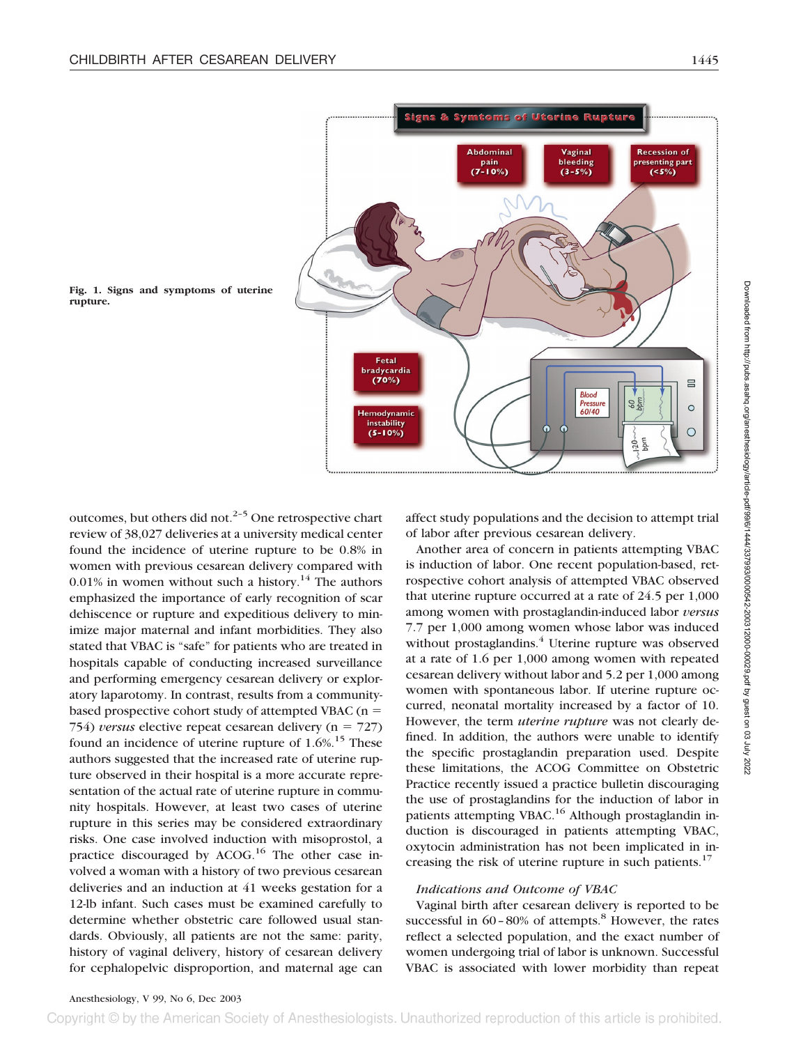Fig. 1. Signs and symptoms of uterine rupture.

outcomes, but others did not.[2–5] One retrospective chart review of 38,027 deliveries at a university medical center found the incidence of uterine rupture to be 0.8% in women with previous cesarean delivery compared with 0.01% in women without such a history.[14] The authors emphasized the importance of early recognition of scar dehiscence or rupture and expeditious delivery to minimize major maternal and infant morbidities. They also stated that VBAC is "safe" for patients who are treated in hospitals capable of conducting increased surveillance and performing emergency cesarean delivery or exploratory laparotomy. In contrast, results from a community-based prospective cohort study of attempted VBAC (n = 754) *versus* elective repeat cesarean delivery (n = 727) found an incidence of uterine rupture of 1.6%.[15] These authors suggested that the increased rate of uterine rupture observed in their hospital is a more accurate representation of the actual rate of uterine rupture in community hospitals. However, at least two cases of uterine rupture in this series may be considered extraordinary risks. One case involved induction with misoprostol, a practice discouraged by ACOG.[16] The other case involved a woman with a history of two previous cesarean deliveries and an induction at 41 weeks gestation for a 12-lb infant. Such cases must be examined carefully to determine whether obstetric care followed usual standards. Obviously, all patients are not the same: parity, history of vaginal delivery, history of cesarean delivery for cephalopelvic disproportion, and maternal age can affect study populations and the decision to attempt trial of labor after previous cesarean delivery.

Another area of concern in patients attempting VBAC is induction of labor. One recent population-based, retrospective cohort analysis of attempted VBAC observed that uterine rupture occurred at a rate of 24.5 per 1,000 among women with prostaglandin-induced labor *versus* 7.7 per 1,000 among women whose labor was induced without prostaglandins.[4] Uterine rupture was observed at a rate of 1.6 per 1,000 among women with repeated cesarean delivery without labor and 5.2 per 1,000 among women with spontaneous labor. If uterine rupture occurred, neonatal mortality increased by a factor of 10. However, the term *uterine rupture* was not clearly defined. In addition, the authors were unable to identify the specific prostaglandin preparation used. Despite these limitations, the ACOG Committee on Obstetric Practice recently issued a practice bulletin discouraging the use of prostaglandins for the induction of labor in patients attempting VBAC.[16] Although prostaglandin induction is discouraged in patients attempting VBAC, oxytocin administration has not been implicated in increasing the risk of uterine rupture in such patients.[17]

### *Indications and Outcome of VBAC*

Vaginal birth after cesarean delivery is reported to be successful in 60–80% of attempts.[8] However, the rates reflect a selected population, and the exact number of women undergoing trial of labor is unknown. Successful VBAC is associated with lower morbidity than repeat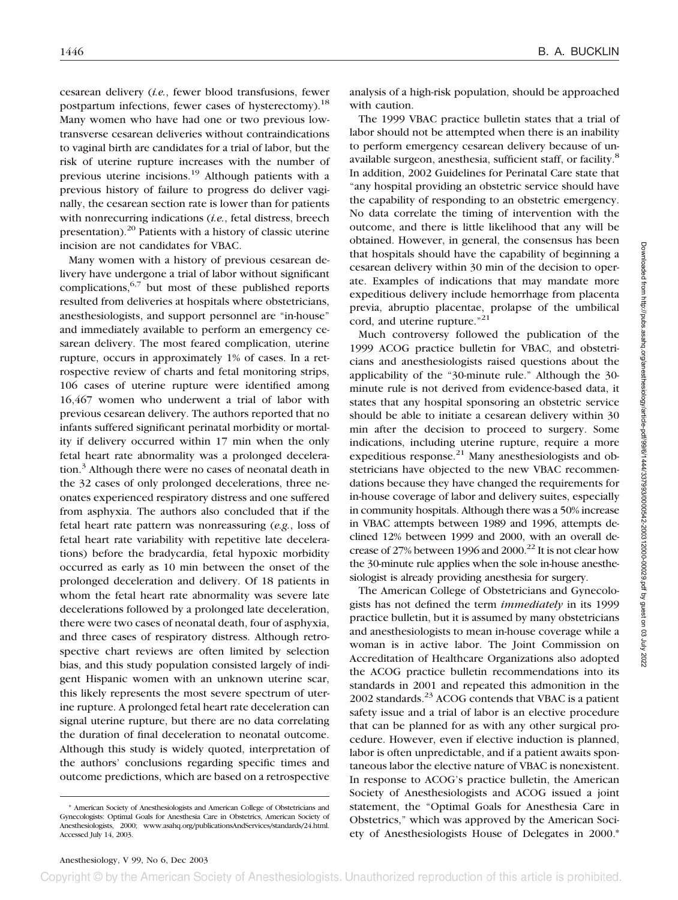cesarean delivery (*i.e.*, fewer blood transfusions, fewer postpartum infections, fewer cases of hysterectomy).[18] Many women who have had one or two previous low-transverse cesarean deliveries without contraindications to vaginal birth are candidates for a trial of labor, but the risk of uterine rupture increases with the number of previous uterine incisions.[19] Although patients with a previous history of failure to progress do deliver vaginally, the cesarean section rate is lower than for patients with nonrecurring indications (*i.e.*, fetal distress, breech presentation).[20] Patients with a history of classic uterine incision are not candidates for VBAC.

Many women with a history of previous cesarean delivery have undergone a trial of labor without significant complications,[6,7] but most of these published reports resulted from deliveries at hospitals where obstetricians, anesthesiologists, and support personnel are "in-house" and immediately available to perform an emergency cesarean delivery. The most feared complication, uterine rupture, occurs in approximately 1% of cases. In a retrospective review of charts and fetal monitoring strips, 106 cases of uterine rupture were identified among 16,467 women who underwent a trial of labor with previous cesarean delivery. The authors reported that no infants suffered significant perinatal morbidity or mortality if delivery occurred within 17 min when the only fetal heart rate abnormality was a prolonged deceleration.[3] Although there were no cases of neonatal death in the 32 cases of only prolonged decelerations, three neonates experienced respiratory distress and one suffered from asphyxia. The authors also concluded that if the fetal heart rate pattern was nonreassuring (*e.g.*, loss of fetal heart rate variability with repetitive late decelerations) before the bradycardia, fetal hypoxic morbidity occurred as early as 10 min between the onset of the prolonged deceleration and delivery. Of 18 patients in whom the fetal heart rate abnormality was severe late decelerations followed by a prolonged late deceleration, there were two cases of neonatal death, four of asphyxia, and three cases of respiratory distress. Although retrospective chart reviews are often limited by selection bias, and this study population consisted largely of indigent Hispanic women with an unknown uterine scar, this likely represents the most severe spectrum of uterine rupture. A prolonged fetal heart rate deceleration can signal uterine rupture, but there are no data correlating the duration of final deceleration to neonatal outcome. Although this study is widely quoted, interpretation of the authors' conclusions regarding specific times and outcome predictions, which are based on a retrospective analysis of a high-risk population, should be approached with caution.

The 1999 VBAC practice bulletin states that a trial of labor should not be attempted when there is an inability to perform emergency cesarean delivery because of unavailable surgeon, anesthesia, sufficient staff, or facility.[8] In addition, 2002 Guidelines for Perinatal Care state that "any hospital providing an obstetric service should have the capability of responding to an obstetric emergency. No data correlate the timing of intervention with the outcome, and there is little likelihood that any will be obtained. However, in general, the consensus has been that hospitals should have the capability of beginning a cesarean delivery within 30 min of the decision to operate. Examples of indications that may mandate more expeditious delivery include hemorrhage from placenta previa, abruptio placentae, prolapse of the umbilical cord, and uterine rupture."[21]

Much controversy followed the publication of the 1999 ACOG practice bulletin for VBAC, and obstetricians and anesthesiologists raised questions about the applicability of the "30-minute rule." Although the 30-minute rule is not derived from evidence-based data, it states that any hospital sponsoring an obstetric service should be able to initiate a cesarean delivery within 30 min after the decision to proceed to surgery. Some indications, including uterine rupture, require a more expeditious response.[21] Many anesthesiologists and obstetricians have objected to the new VBAC recommendations because they have changed the requirements for in-house coverage of labor and delivery suites, especially in community hospitals. Although there was a 50% increase in VBAC attempts between 1989 and 1996, attempts declined 12% between 1999 and 2000, with an overall decrease of 27% between 1996 and 2000.[22] It is not clear how the 30-minute rule applies when the sole in-house anesthesiologist is already providing anesthesia for surgery.

The American College of Obstetricians and Gynecologists has not defined the term *immediately* in its 1999 practice bulletin, but it is assumed by many obstetricians and anesthesiologists to mean in-house coverage while a woman is in active labor. The Joint Commission on Accreditation of Healthcare Organizations also adopted the ACOG practice bulletin recommendations into its standards in 2001 and repeated this admonition in the 2002 standards.[23] ACOG contends that VBAC is a patient safety issue and a trial of labor is an elective procedure that can be planned for as with any other surgical procedure. However, even if elective induction is planned, labor is often unpredictable, and if a patient awaits spontaneous labor the elective nature of VBAC is nonexistent. In response to ACOG's practice bulletin, the American Society of Anesthesiologists and ACOG issued a joint statement, the "Optimal Goals for Anesthesia Care in Obstetrics," which was approved by the American Society of Anesthesiologists House of Delegates in 2000.*

* American Society of Anesthesiologists and American College of Obstetricians and Gynecologists: Optimal Goals for Anesthesia Care in Obstetrics, American Society of Anesthesiologists, 2000; www.asahq.org/publicationsAndServices/standards/24.html. Accessed July 14, 2003.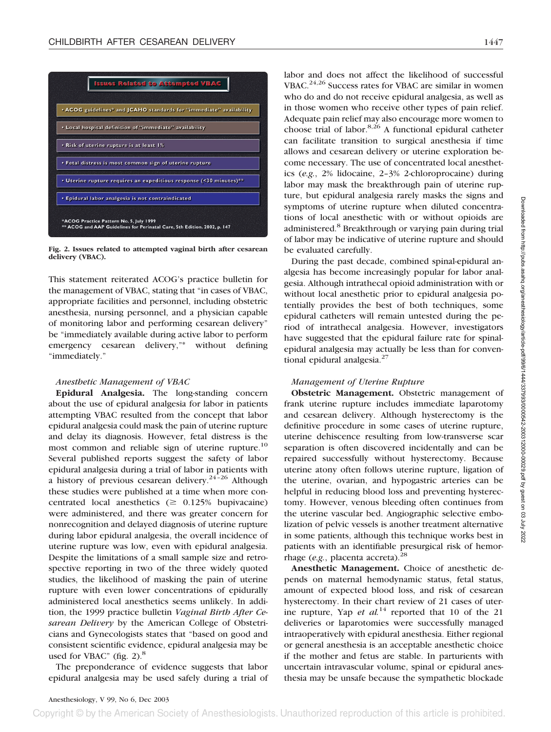**Issues Related to Attempted VBAC**

- ACOG guidelines* and JCAHO standards for "immediate" availability
- Local hospital definition of "immediate" availability
- Risk of uterine rupture is at least 1%
- Fetal distress is most common sign of uterine rupture
- Uterine rupture requires an expeditious response (<30 minutes)**
- Epidural labor analgesia is not contraindicated

*ACOG Practice Pattern No. 5, July 1999
** ACOG and AAP Guidelines for Perinatal Care, 5th Edition. 2002, p. 147

**Fig. 2. Issues related to attempted vaginal birth after cesarean delivery (VBAC).**

This statement reiterated ACOG's practice bulletin for the management of VBAC, stating that "in cases of VBAC, appropriate facilities and personnel, including obstetric anesthesia, nursing personnel, and a physician capable of monitoring labor and performing cesarean delivery" be "immediately available during active labor to perform emergency cesarean delivery,"* without defining "immediately."

### *Anesthetic Management of VBAC*

**Epidural Analgesia.** The long-standing concern about the use of epidural analgesia for labor in patients attempting VBAC resulted from the concept that labor epidural analgesia could mask the pain of uterine rupture and delay its diagnosis. However, fetal distress is the most common and reliable sign of uterine rupture.[10] Several published reports suggest the safety of labor epidural analgesia during a trial of labor in patients with a history of previous cesarean delivery.[24–26] Although these studies were published at a time when more concentrated local anesthetics ($\geq$ 0.125% bupivacaine) were administered, and there was greater concern for nonrecognition and delayed diagnosis of uterine rupture during labor epidural analgesia, the overall incidence of uterine rupture was low, even with epidural analgesia. Despite the limitations of a small sample size and retrospective reporting in two of the three widely quoted studies, the likelihood of masking the pain of uterine rupture with even lower concentrations of epidurally administered local anesthetics seems unlikely. In addition, the 1999 practice bulletin *Vaginal Birth After Cesarean Delivery* by the American College of Obstetricians and Gynecologists states that "based on good and consistent scientific evidence, epidural analgesia may be used for VBAC" (fig. 2).[8]

The preponderance of evidence suggests that labor epidural analgesia may be used safely during a trial of labor and does not affect the likelihood of successful VBAC.[24,26] Success rates for VBAC are similar in women who do and do not receive epidural analgesia, as well as in those women who receive other types of pain relief. Adequate pain relief may also encourage more women to choose trial of labor.[8,26] A functional epidural catheter can facilitate transition to surgical anesthesia if time allows and cesarean delivery or uterine exploration become necessary. The use of concentrated local anesthetics (*e.g.*, 2% lidocaine, 2–3% 2-chloroprocaine) during labor may mask the breakthrough pain of uterine rupture, but epidural analgesia rarely masks the signs and symptoms of uterine rupture when diluted concentrations of local anesthetic with or without opioids are administered.[8] Breakthrough or varying pain during trial of labor may be indicative of uterine rupture and should be evaluated carefully.

During the past decade, combined spinal-epidural analgesia has become increasingly popular for labor analgesia. Although intrathecal opioid administration with or without local anesthetic prior to epidural analgesia potentially provides the best of both techniques, some epidural catheters will remain untested during the period of intrathecal analgesia. However, investigators have suggested that the epidural failure rate for spinal-epidural analgesia may actually be less than for conventional epidural analgesia.[27]

### *Management of Uterine Rupture*

**Obstetric Management.** Obstetric management of frank uterine rupture includes immediate laparotomy and cesarean delivery. Although hysterectomy is the definitive procedure in some cases of uterine rupture, uterine dehiscence resulting from low-transverse scar separation is often discovered incidentally and can be repaired successfully without hysterectomy. Because uterine atony often follows uterine rupture, ligation of the uterine, ovarian, and hypogastric arteries can be helpful in reducing blood loss and preventing hysterectomy. However, venous bleeding often continues from the uterine vascular bed. Angiographic selective embolization of pelvic vessels is another treatment alternative in some patients, although this technique works best in patients with an identifiable presurgical risk of hemorrhage (*e.g.*, placenta accreta).[28]

**Anesthetic Management.** Choice of anesthetic depends on maternal hemodynamic status, fetal status, amount of expected blood loss, and risk of cesarean hysterectomy. In their chart review of 21 cases of uterine rupture, Yap *et al.*[14] reported that 10 of the 21 deliveries or laparotomies were successfully managed intraoperatively with epidural anesthesia. Either regional or general anesthesia is an acceptable anesthetic choice if the mother and fetus are stable. In parturients with uncertain intravascular volume, spinal or epidural anesthesia may be unsafe because the sympathetic blockade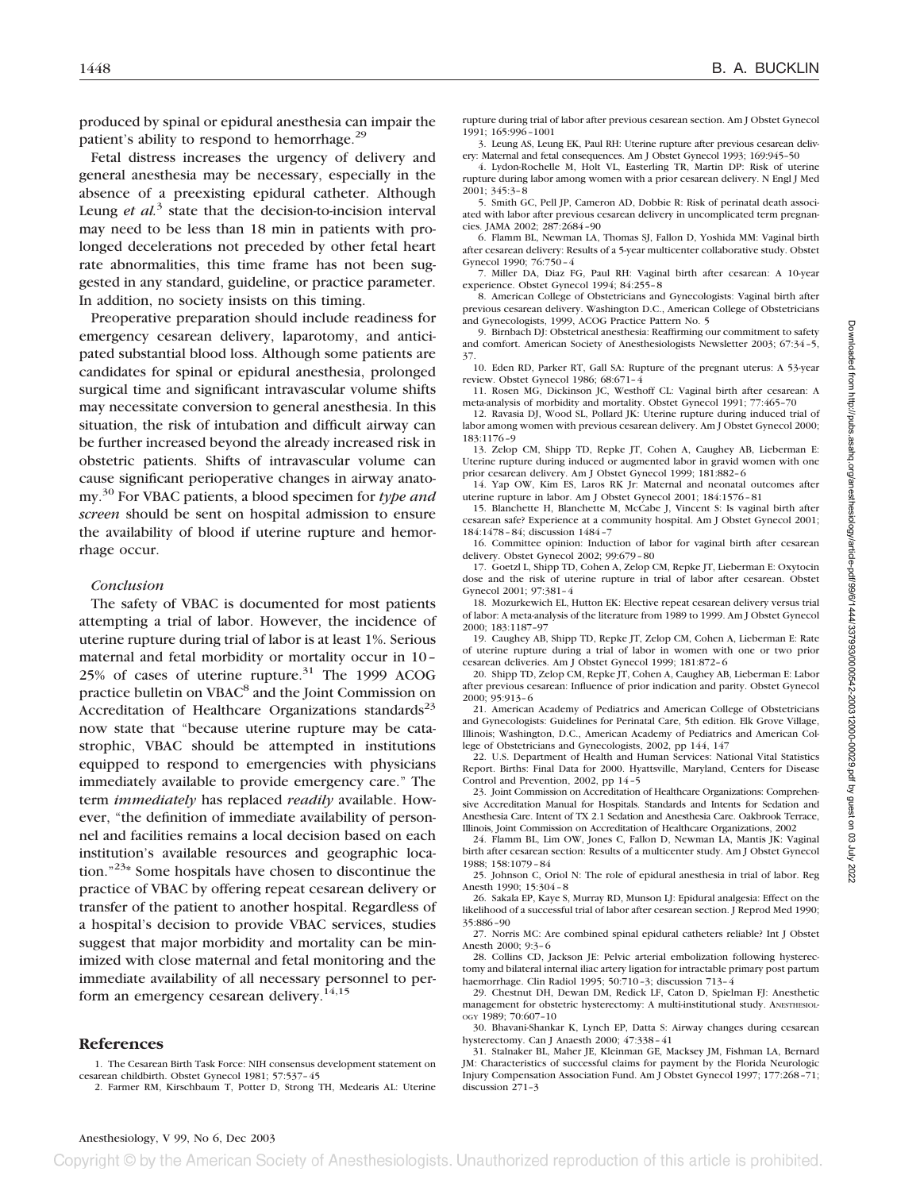produced by spinal or epidural anesthesia can impair the patient's ability to respond to hemorrhage.[29]

Fetal distress increases the urgency of delivery and general anesthesia may be necessary, especially in the absence of a preexisting epidural catheter. Although Leung *et al.*[3] state that the decision-to-incision interval may need to be less than 18 min in patients with prolonged decelerations not preceded by other fetal heart rate abnormalities, this time frame has not been suggested in any standard, guideline, or practice parameter. In addition, no society insists on this timing.

Preoperative preparation should include readiness for emergency cesarean delivery, laparotomy, and anticipated substantial blood loss. Although some patients are candidates for spinal or epidural anesthesia, prolonged surgical time and significant intravascular volume shifts may necessitate conversion to general anesthesia. In this situation, the risk of intubation and difficult airway can be further increased beyond the already increased risk in obstetric patients. Shifts of intravascular volume can cause significant perioperative changes in airway anatomy.[30] For VBAC patients, a blood specimen for *type and screen* should be sent on hospital admission to ensure the availability of blood if uterine rupture and hemorrhage occur.

### *Conclusion*

The safety of VBAC is documented for most patients attempting a trial of labor. However, the incidence of uterine rupture during trial of labor is at least 1%. Serious maternal and fetal morbidity or mortality occur in 10–25% of cases of uterine rupture.[31] The 1999 ACOG practice bulletin on VBAC[8] and the Joint Commission on Accreditation of Healthcare Organizations standards[23] now state that "because uterine rupture may be catastrophic, VBAC should be attempted in institutions equipped to respond to emergencies with physicians immediately available to provide emergency care." The term *immediately* has replaced *readily* available. However, "the definition of immediate availability of personnel and facilities remains a local decision based on each institution's available resources and geographic location."[23]* Some hospitals have chosen to discontinue the practice of VBAC by offering repeat cesarean delivery or transfer of the patient to another hospital. Regardless of a hospital's decision to provide VBAC services, studies suggest that major morbidity and mortality can be minimized with close maternal and fetal monitoring and the immediate availability of all necessary personnel to perform an emergency cesarean delivery.[14,15]

## References

1. The Cesarean Birth Task Force: NIH consensus development statement on cesarean childbirth. Obstet Gynecol 1981; 57:537–45
2. Farmer RM, Kirschbaum T, Potter D, Strong TH, Medearis AL: Uterine rupture during trial of labor after previous cesarean section. Am J Obstet Gynecol 1991; 165:996–1001
3. Leung AS, Leung EK, Paul RH: Uterine rupture after previous cesarean delivery: Maternal and fetal consequences. Am J Obstet Gynecol 1993; 169:945–50
4. Lydon-Rochelle M, Holt VL, Easterling TR, Martin DP: Risk of uterine rupture during labor among women with a prior cesarean delivery. N Engl J Med 2001; 345:3–8
5. Smith GC, Pell JP, Cameron AD, Dobbie R: Risk of perinatal death associated with labor after previous cesarean delivery in uncomplicated term pregnancies. JAMA 2002; 287:2684–90
6. Flamm BL, Newman LA, Thomas SJ, Fallon D, Yoshida MM: Vaginal birth after cesarean delivery: Results of a 5-year multicenter collaborative study. Obstet Gynecol 1990; 76:750–4
7. Miller DA, Diaz FG, Paul RH: Vaginal birth after cesarean: A 10-year experience. Obstet Gynecol 1994; 84:255–8
8. American College of Obstetricians and Gynecologists: Vaginal birth after previous cesarean delivery. Washington D.C., American College of Obstetricians and Gynecologists, 1999, ACOG Practice Pattern No. 5
9. Birnbach DJ: Obstetrical anesthesia: Reaffirming our commitment to safety and comfort. American Society of Anesthesiologists Newsletter 2003; 67:34–5, 37.
10. Eden RD, Parker RT, Gall SA: Rupture of the pregnant uterus: A 53-year review. Obstet Gynecol 1986; 68:671–4
11. Rosen MG, Dickinson JC, Westhoff CL: Vaginal birth after cesarean: A meta-analysis of morbidity and mortality. Obstet Gynecol 1991; 77:465–70
12. Ravasia DJ, Wood SL, Pollard JK: Uterine rupture during induced trial of labor among women with previous cesarean delivery. Am J Obstet Gynecol 2000; 183:1176–9
13. Zelop CM, Shipp TD, Repke JT, Cohen A, Caughey AB, Lieberman E: Uterine rupture during induced or augmented labor in gravid women with one prior cesarean delivery. Am J Obstet Gynecol 1999; 181:882–6
14. Yap OW, Kim ES, Laros RK Jr: Maternal and neonatal outcomes after uterine rupture in labor. Am J Obstet Gynecol 2001; 184:1576–81
15. Blanchette H, Blanchette M, McCabe J, Vincent S: Is vaginal birth after cesarean safe? Experience at a community hospital. Am J Obstet Gynecol 2001; 184:1478–84; discussion 1484–7
16. Committee opinion: Induction of labor for vaginal birth after cesarean delivery. Obstet Gynecol 2002; 99:679–80
17. Goetzl L, Shipp TD, Cohen A, Zelop CM, Repke JT, Lieberman E: Oxytocin dose and the risk of uterine rupture in trial of labor after cesarean. Obstet Gynecol 2001; 97:381–4
18. Mozurkewich EL, Hutton EK: Elective repeat cesarean delivery versus trial of labor: A meta-analysis of the literature from 1989 to 1999. Am J Obstet Gynecol 2000; 183:1187–97
19. Caughey AB, Shipp TD, Repke JT, Zelop CM, Cohen A, Lieberman E: Rate of uterine rupture during a trial of labor in women with one or two prior cesarean deliveries. Am J Obstet Gynecol 1999; 181:872–6
20. Shipp TD, Zelop CM, Repke JT, Cohen A, Caughey AB, Lieberman E: Labor after previous cesarean: Influence of prior indication and parity. Obstet Gynecol 2000; 95:913–6
21. American Academy of Pediatrics and American College of Obstetricians and Gynecologists: Guidelines for Perinatal Care, 5th edition. Elk Grove Village, Illinois; Washington, D.C., American Academy of Pediatrics and American College of Obstetricians and Gynecologists, 2002, pp 144, 147
22. U.S. Department of Health and Human Services: National Vital Statistics Report. Births: Final Data for 2000. Hyattsville, Maryland, Centers for Disease Control and Prevention, 2002, pp 14–5
23. Joint Commission on Accreditation of Healthcare Organizations: Comprehensive Accreditation Manual for Hospitals. Standards and Intents for Sedation and Anesthesia Care. Intent of TX 2.1 Sedation and Anesthesia Care. Oakbrook Terrace, Illinois, Joint Commission on Accreditation of Healthcare Organizations, 2002
24. Flamm BL, Lim OW, Jones C, Fallon D, Newman LA, Mantis JK: Vaginal birth after cesarean section: Results of a multicenter study. Am J Obstet Gynecol 1988; 158:1079–84
25. Johnson C, Oriol N: The role of epidural anesthesia in trial of labor. Reg Anesth 1990; 15:304–8
26. Sakala EP, Kaye S, Murray RD, Munson LJ: Epidural analgesia: Effect on the likelihood of a successful trial of labor after cesarean section. J Reprod Med 1990; 35:886–90
27. Norris MC: Are combined spinal epidural catheters reliable? Int J Obstet Anesth 2000; 9:3–6
28. Collins CD, Jackson JE: Pelvic arterial embolization following hysterectomy and bilateral internal iliac artery ligation for intractable primary post partum haemorrhage. Clin Radiol 1995; 50:710–3; discussion 713–4
29. Chestnut DH, Dewan DM, Redick LF, Caton D, Spielman FJ: Anesthetic management for obstetric hysterectomy: A multi-institutional study. ANESTHESIOLOGY 1989; 70:607–10
30. Bhavani-Shankar K, Lynch EP, Datta S: Airway changes during cesarean hysterectomy. Can J Anaesth 2000; 47:338–41
31. Stalnaker BL, Maher JE, Kleinman GE, Macksey JM, Fishman LA, Bernard JM: Characteristics of successful claims for payment by the Florida Neurologic Injury Compensation Association Fund. Am J Obstet Gynecol 1997; 177:268–71; discussion 271–3